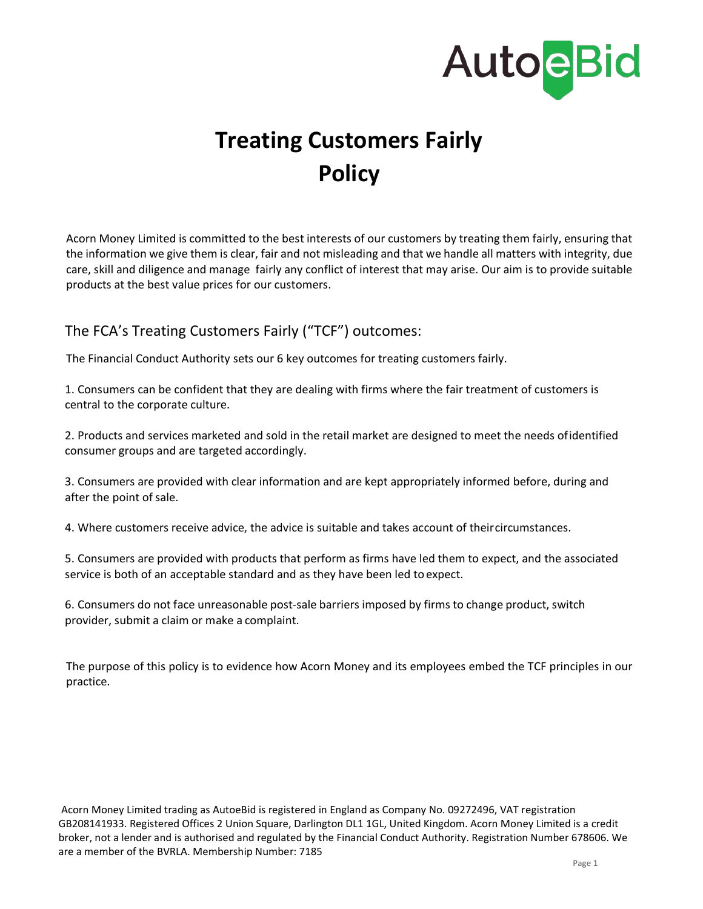# Treating Customers Fairly Policy

Acorn Money Limited is committed to the best interests of our customers by treating them fairly, ensuring that the information we give them is clear, fair and not misleading and that we handle all matters with integrity, due care, skill and diligence and manage fairly any conflict of interest that may arise. Our aim is to provide suitable products at the best value prices for our customers.

## The FCA's Treating Customers Fairly ("TCF") outcomes:

The Financial Conduct Authority sets our 6 key outcomes for treating customers fairly.

1. Consumers can be confident that they are dealing with firms where the fair treatment of customers is central to the corporate culture.

2. Products and services marketed and sold in the retail market are designed to meet the needs of identified consumer groups and are targeted accordingly.

3. Consumers are provided with clear information and are kept appropriately informed before, during and after the point of sale.

4. Where customers receive advice, the advice is suitable and takes account of their circumstances.

5. Consumers are provided with products that perform as firms have led them to expect, and the associated service is both of an acceptable standard and as they have been led to expect.

6. Consumers do not face unreasonable post-sale barriers imposed by firms to change product, switch provider, submit a claim or make a complaint.

The purpose of this policy is to evidence how Acorn Money and its employees embed the TCF principles in our practice.

Acorn Money Limited trading as AutoeBid is registered in England as Company No. 09272496, VAT registration GB208141933. Registered Offices 2 Union Square, Darlington DL1 1GL, United Kingdom. Acorn Money Limited is a credit broker, not a lender and is authorised and regulated by the Financial Conduct Authority. Registration Number 678606. We are a member of the BVRLA. Membership Number: 7185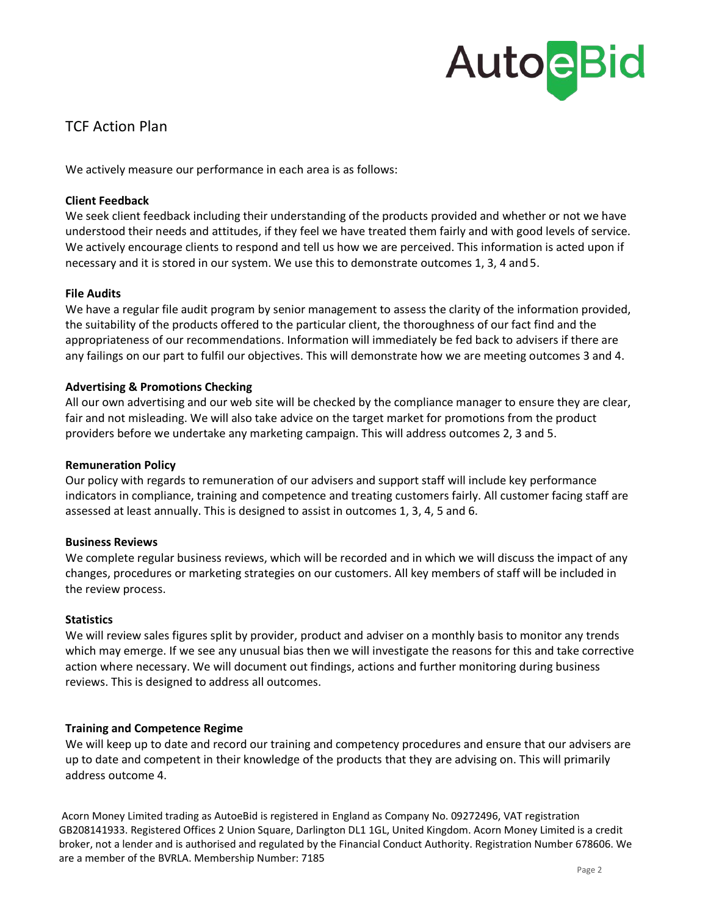## TCF Action Plan

We actively measure our performance in each area is as follows:

**Client Feedback**

We seek client feedback including their understanding of the products provided and whether or not we have understood their needs and attitudes, if they feel we have treated them fairly and with good levels of service. We actively encourage clients to respond and tell us how we are perceived. This information is acted upon if necessary and it is stored in our system. We use this to demonstrate outcomes 1, 3, 4 and 5.

**File Audits**

We have a regular file audit program by senior management to assess the clarity of the information provided, the suitability of the products offered to the particular client, the thoroughness of our fact find and the appropriateness of our recommendations. Information will immediately be fed back to advisers if there are any failings on our part to fulfil our objectives. This will demonstrate how we are meeting outcomes 3 and 4.

**Advertising & Promotions Checking**

All our own advertising and our web site will be checked by the compliance manager to ensure they are clear, fair and not misleading. We will also take advice on the target market for promotions from the product providers before we undertake any marketing campaign. This will address outcomes 2, 3 and 5.

**Remuneration Policy**

Our policy with regards to remuneration of our advisers and support staff will include key performance indicators in compliance, training and competence and treating customers fairly. All customer facing staff are assessed at least annually. This is designed to assist in outcomes 1, 3, 4, 5 and 6.

**Business Reviews**

We complete regular business reviews, which will be recorded and in which we will discuss the impact of any changes, procedures or marketing strategies on our customers. All key members of staff will be included in the review process.

**Statistics**

We will review sales figures split by provider, product and adviser on a monthly basis to monitor any trends which may emerge. If we see any unusual bias then we will investigate the reasons for this and take corrective action where necessary. We will document out findings, actions and further monitoring during business reviews. This is designed to address all outcomes.

**Training and Competence Regime**

We will keep up to date and record our training and competency procedures and ensure that our advisers are up to date and competent in their knowledge of the products that they are advising on. This will primarily address outcome 4.

Acorn Money Limited trading as AutoeBid is registered in England as Company No. 09272496, VAT registration GB208141933. Registered Offices 2 Union Square, Darlington DL1 1GL, United Kingdom. Acorn Money Limited is a credit broker, not a lender and is authorised and regulated by the Financial Conduct Authority. Registration Number 678606. We are a member of the BVRLA. Membership Number: 7185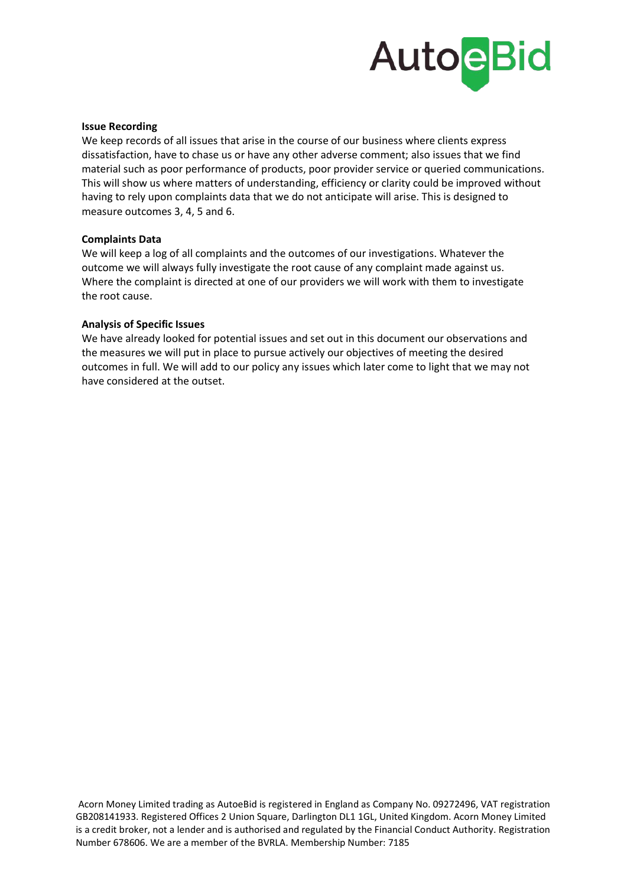**Issue Recording**

We keep records of all issues that arise in the course of our business where clients express dissatisfaction, have to chase us or have any other adverse comment; also issues that we find material such as poor performance of products, poor provider service or queried communications. This will show us where matters of understanding, efficiency or clarity could be improved without having to rely upon complaints data that we do not anticipate will arise. This is designed to measure outcomes 3, 4, 5 and 6.

**Complaints Data**

We will keep a log of all complaints and the outcomes of our investigations. Whatever the outcome we will always fully investigate the root cause of any complaint made against us. Where the complaint is directed at one of our providers we will work with them to investigate the root cause.

**Analysis of Specific Issues**

We have already looked for potential issues and set out in this document our observations and the measures we will put in place to pursue actively our objectives of meeting the desired outcomes in full. We will add to our policy any issues which later come to light that we may not have considered at the outset.